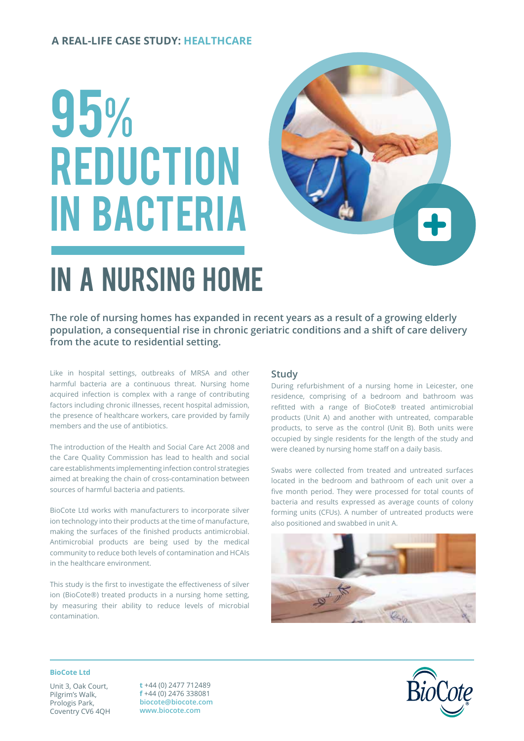**A REAL-LIFE CASE STUDY: HEALTHCARE**

# 95% REDUCTION IN BACTERIA

# IN A NURSING HOME

**The role of nursing homes has expanded in recent years as a result of a growing elderly population, a consequential rise in chronic geriatric conditions and a shift of care delivery from the acute to residential setting.**

Like in hospital settings, outbreaks of MRSA and other harmful bacteria are a continuous threat. Nursing home acquired infection is complex with a range of contributing factors including chronic illnesses, recent hospital admission, the presence of healthcare workers, care provided by family members and the use of antibiotics.

The introduction of the Health and Social Care Act 2008 and the Care Quality Commission has lead to health and social care establishments implementing infection control strategies aimed at breaking the chain of cross-contamination between sources of harmful bacteria and patients.

BioCote Ltd works with manufacturers to incorporate silver ion technology into their products at the time of manufacture, making the surfaces of the finished products antimicrobial. Antimicrobial products are being used by the medical community to reduce both levels of contamination and HCAIs in the healthcare environment.

This study is the first to investigate the effectiveness of silver ion (BioCote®) treated products in a nursing home setting, by measuring their ability to reduce levels of microbial contamination.

## Study

During refurbishment of a nursing home in Leicester, one residence, comprising of a bedroom and bathroom was refitted with a range of BioCote® treated antimicrobial products (Unit A) and another with untreated, comparable products, to serve as the control (Unit B). Both units were occupied by single residents for the length of the study and were cleaned by nursing home staff on a daily basis.

Swabs were collected from treated and untreated surfaces located in the bedroom and bathroom of each unit over a five month period. They were processed for total counts of bacteria and results expressed as average counts of colony forming units (CFUs). A number of untreated products were also positioned and swabbed in unit A.

**BioCote Ltd**

Unit 3, Oak Court,
Pilgrim's Walk,
Prologis Park,
Coventry CV6 4QH

**t** +44 (0) 2477 712489
**f** +44 (0) 2476 338081
biocote@biocote.com
www.biocote.com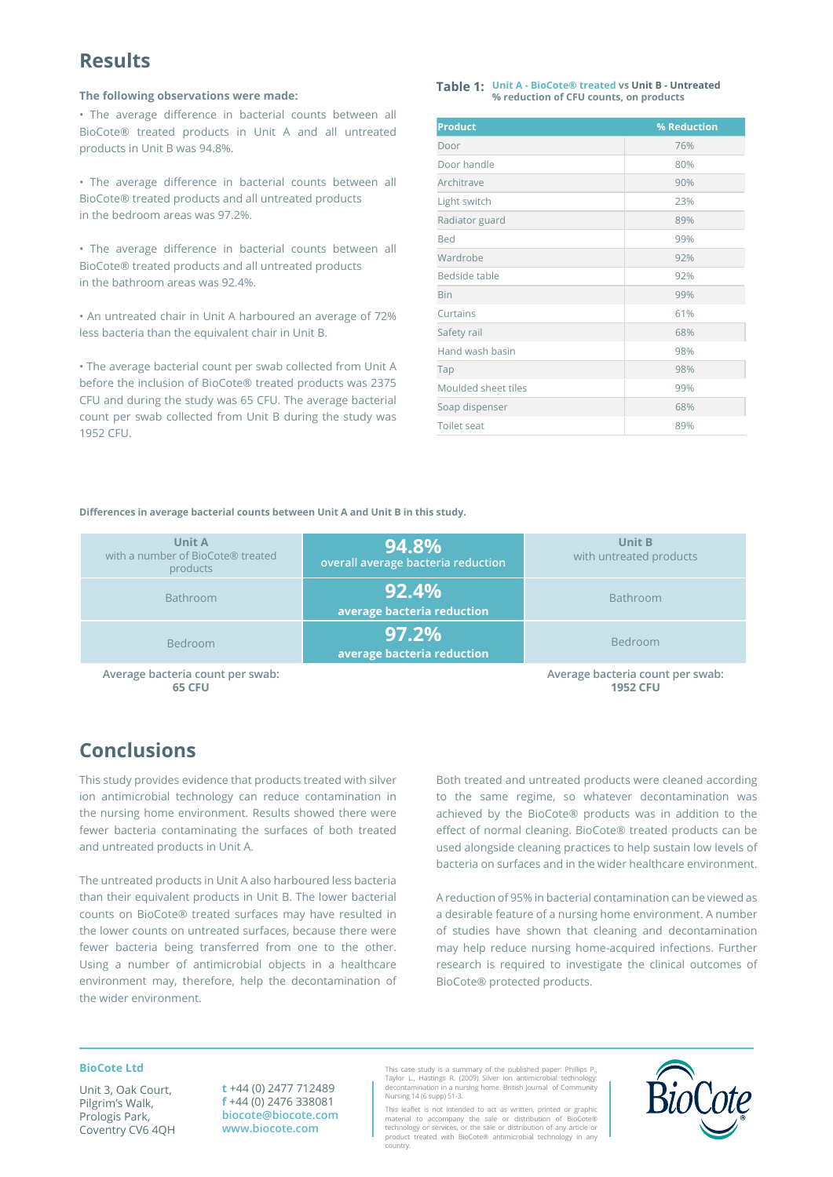## Results

**The following observations were made:**

• The average difference in bacterial counts between all BioCote® treated products in Unit A and all untreated products in Unit B was 94.8%.

• The average difference in bacterial counts between all BioCote® treated products and all untreated products in the bedroom areas was 97.2%.

• The average difference in bacterial counts between all BioCote® treated products and all untreated products in the bathroom areas was 92.4%.

• An untreated chair in Unit A harboured an average of 72% less bacteria than the equivalent chair in Unit B.

• The average bacterial count per swab collected from Unit A before the inclusion of BioCote® treated products was 2375 CFU and during the study was 65 CFU. The average bacterial count per swab collected from Unit B during the study was 1952 CFU.

**Table 1:** Unit A - BioCote® treated vs Unit B - Untreated **% reduction of CFU counts, on products**

| Product | % Reduction |
|---|---|
| Door | 76% |
| Door handle | 80% |
| Architrave | 90% |
| Light switch | 23% |
| Radiator guard | 89% |
| Bed | 99% |
| Wardrobe | 92% |
| Bedside table | 92% |
| Bin | 99% |
| Curtains | 61% |
| Safety rail | 68% |
| Hand wash basin | 98% |
| Tap | 98% |
| Moulded sheet tiles | 99% |
| Soap dispenser | 68% |
| Toilet seat | 89% |

**Differences in average bacterial counts between Unit A and Unit B in this study.**

| Unit A with a number of BioCote® treated products | 94.8% overall average bacteria reduction | Unit B with untreated products |
|---|---|---|
| Bathroom | 92.4% average bacteria reduction | Bathroom |
| Bedroom | 97.2% average bacteria reduction | Bedroom |
| Average bacteria count per swab: **65 CFU** | | Average bacteria count per swab: **1952 CFU** |

## Conclusions

This study provides evidence that products treated with silver ion antimicrobial technology can reduce contamination in the nursing home environment. Results showed there were fewer bacteria contaminating the surfaces of both treated and untreated products in Unit A.

The untreated products in Unit A also harboured less bacteria than their equivalent products in Unit B. The lower bacterial counts on BioCote® treated surfaces may have resulted in the lower counts on untreated surfaces, because there were fewer bacteria being transferred from one to the other. Using a number of antimicrobial objects in a healthcare environment may, therefore, help the decontamination of the wider environment.

Both treated and untreated products were cleaned according to the same regime, so whatever decontamination was achieved by the BioCote® products was in addition to the effect of normal cleaning. BioCote® treated products can be used alongside cleaning practices to help sustain low levels of bacteria on surfaces and in the wider healthcare environment.

A reduction of 95% in bacterial contamination can be viewed as a desirable feature of a nursing home environment. A number of studies have shown that cleaning and decontamination may help reduce nursing home-acquired infections. Further research is required to investigate the clinical outcomes of BioCote® protected products.

**BioCote Ltd**

Unit 3, Oak Court,
Pilgrim's Walk,
Prologis Park,
Coventry CV6 4QH

t +44 (0) 2477 712489
f +44 (0) 2476 338081
biocote@biocote.com
www.biocote.com

This case study is a summary of the published paper: Phillips P., Taylor L., Hastings R. (2009) Silver ion antimicrobial technology: decontamination in a nursing home. British Journal of Community Nursing 14 (6 supp) 51-3.

This leaflet is not intended to act as written, printed or graphic material to accompany the sale or distribution of BioCote® technology or services, or the sale or distribution of any article or product treated with BioCote® antimicrobial technology in any country.

BioCote®